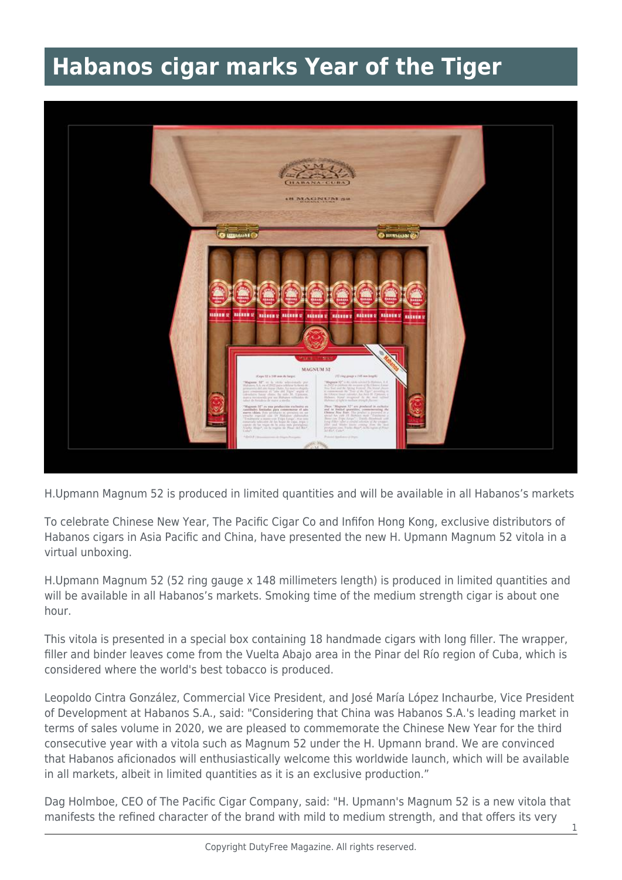# Habanos cigar marks Year of the Tiger

H.Upmann Magnum 52 is produced in limited quantities and will be available in all Habanos's markets

To celebrate Chinese New Year, The Pacific Cigar Co and Infifon Hong Kong, exclusive distributors of Habanos cigars in Asia Pacific and China, have presented the new H. Upmann Magnum 52 vitola in a virtual unboxing.

H.Upmann Magnum 52 (52 ring gauge x 148 millimeters length) is produced in limited quantities and will be available in all Habanos's markets. Smoking time of the medium strength cigar is about one hour.

This vitola is presented in a special box containing 18 handmade cigars with long filler. The wrapper, filler and binder leaves come from the Vuelta Abajo area in the Pinar del Río region of Cuba, which is considered where the world's best tobacco is produced.

Leopoldo Cintra González, Commercial Vice President, and José María López Inchaurbe, Vice President of Development at Habanos S.A., said: "Considering that China was Habanos S.A.'s leading market in terms of sales volume in 2020, we are pleased to commemorate the Chinese New Year for the third consecutive year with a vitola such as Magnum 52 under the H. Upmann brand. We are convinced that Habanos aficionados will enthusiastically welcome this worldwide launch, which will be available in all markets, albeit in limited quantities as it is an exclusive production."

Dag Holmboe, CEO of The Pacific Cigar Company, said: "H. Upmann's Magnum 52 is a new vitola that manifests the refined character of the brand with mild to medium strength, and that offers its very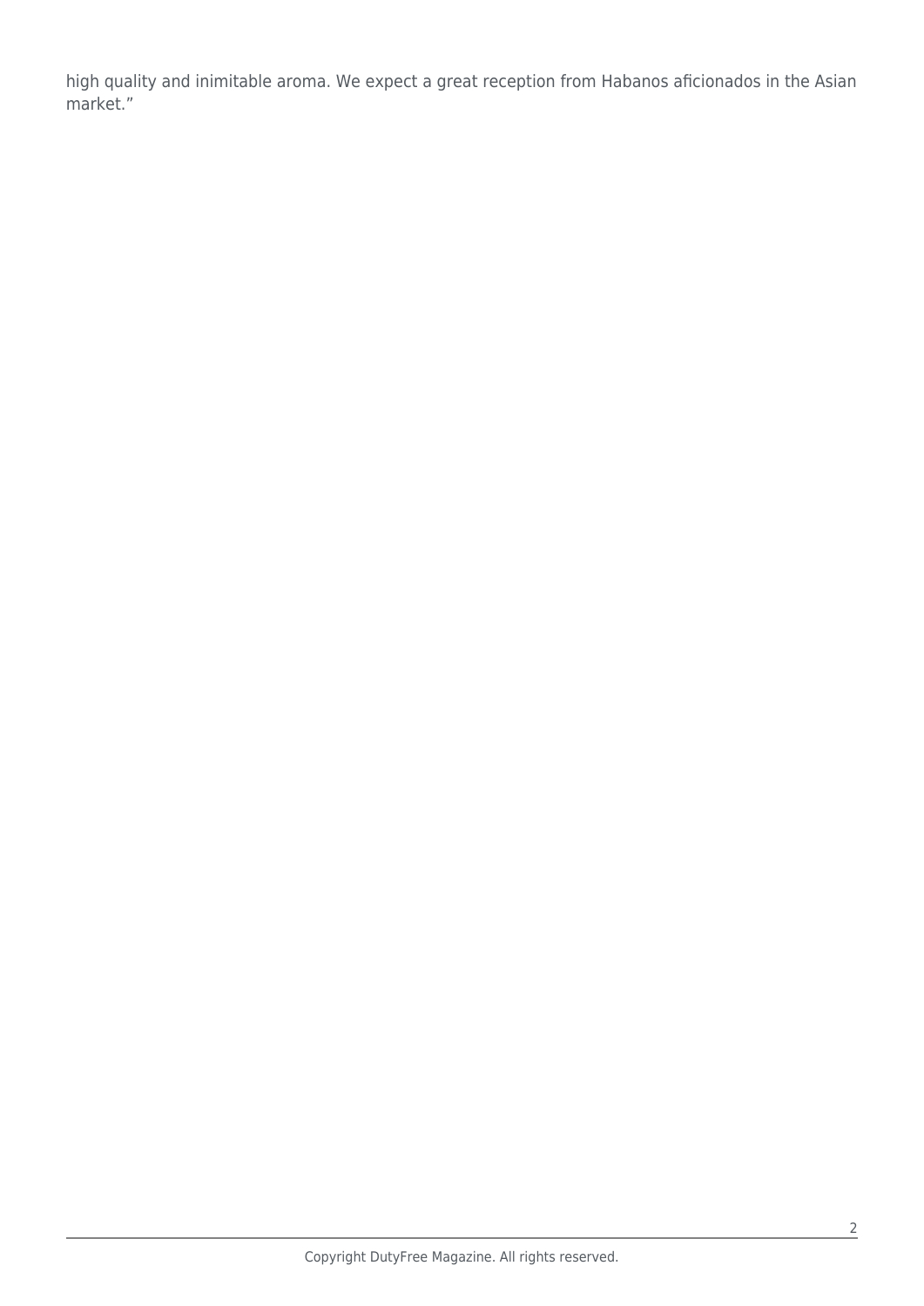high quality and inimitable aroma. We expect a great reception from Habanos aficionados in the Asian market."